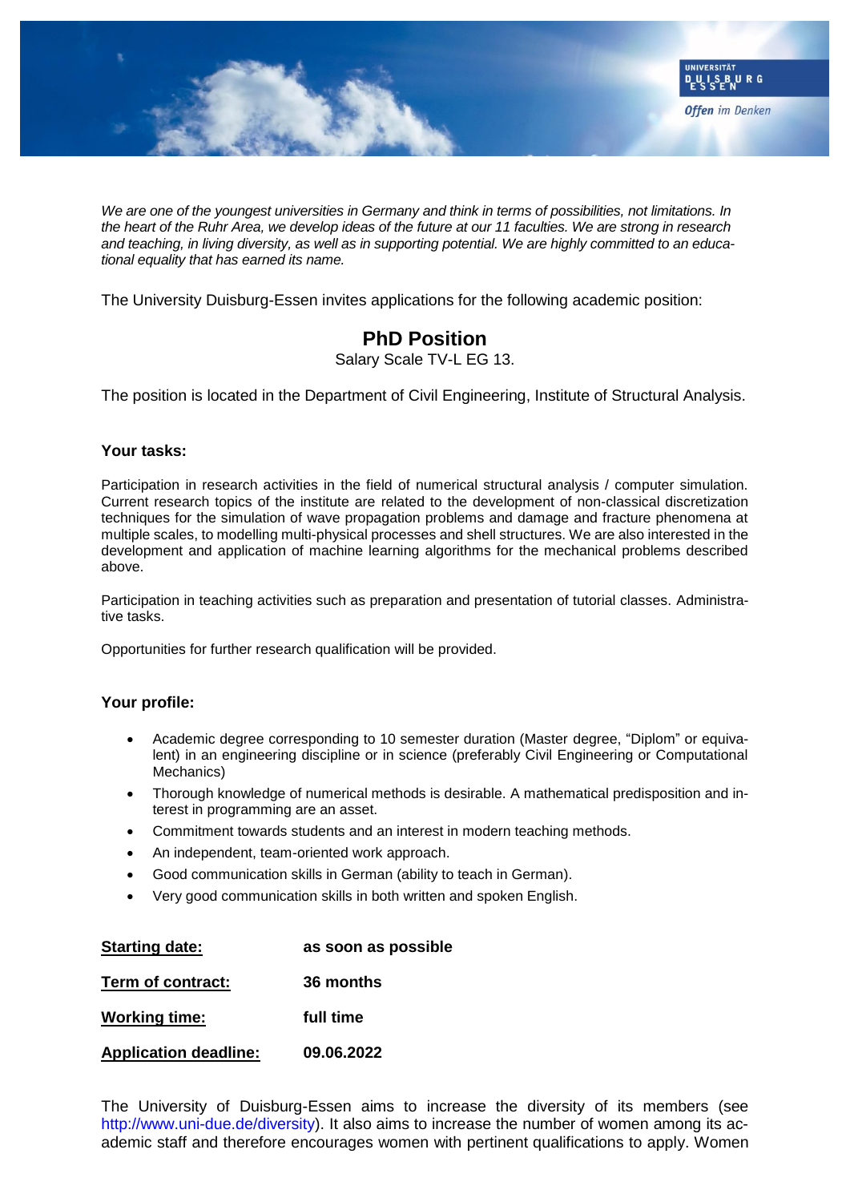*We are one of the youngest universities in Germany and think in terms of possibilities, not limitations. In the heart of the Ruhr Area, we develop ideas of the future at our 11 faculties. We are strong in research and teaching, in living diversity, as well as in supporting potential. We are highly committed to an educational equality that has earned its name.*

The University Duisburg-Essen invites applications for the following academic position:

# PhD Position

Salary Scale TV-L EG 13.

The position is located in the Department of Civil Engineering, Institute of Structural Analysis.

### Your tasks:

Participation in research activities in the field of numerical structural analysis / computer simulation. Current research topics of the institute are related to the development of non-classical discretization techniques for the simulation of wave propagation problems and damage and fracture phenomena at multiple scales, to modelling multi-physical processes and shell structures. We are also interested in the development and application of machine learning algorithms for the mechanical problems described above.

Participation in teaching activities such as preparation and presentation of tutorial classes. Administrative tasks.

Opportunities for further research qualification will be provided.

### Your profile:

- Academic degree corresponding to 10 semester duration (Master degree, "Diplom" or equivalent) in an engineering discipline or in science (preferably Civil Engineering or Computational Mechanics)
- Thorough knowledge of numerical methods is desirable. A mathematical predisposition and interest in programming are an asset.
- Commitment towards students and an interest in modern teaching methods.
- An independent, team-oriented work approach.
- Good communication skills in German (ability to teach in German).
- Very good communication skills in both written and spoken English.

**Starting date:** **as soon as possible**

**Term of contract:** **36 months**

**Working time:** **full time**

**Application deadline:** **09.06.2022**

The University of Duisburg-Essen aims to increase the diversity of its members (see http://www.uni-due.de/diversity). It also aims to increase the number of women among its academic staff and therefore encourages women with pertinent qualifications to apply. Women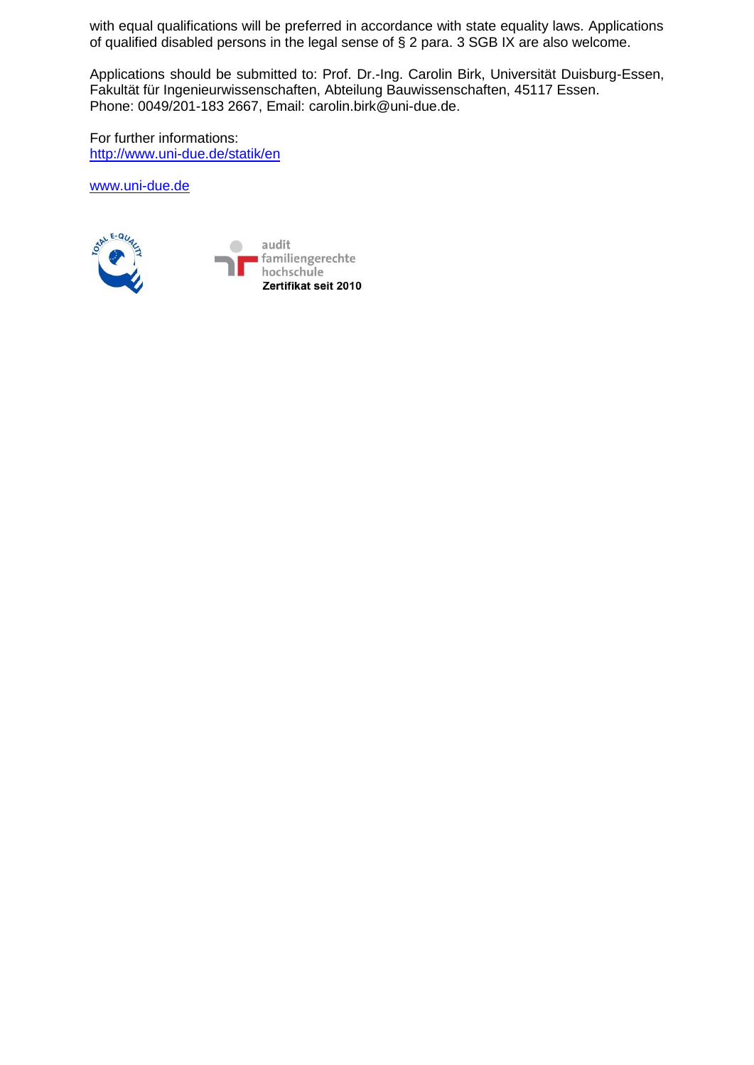with equal qualifications will be preferred in accordance with state equality laws. Applications of qualified disabled persons in the legal sense of § 2 para. 3 SGB IX are also welcome.

Applications should be submitted to: Prof. Dr.-Ing. Carolin Birk, Universität Duisburg-Essen, Fakultät für Ingenieurwissenschaften, Abteilung Bauwissenschaften, 45117 Essen. Phone: 0049/201-183 2667, Email: carolin.birk@uni-due.de.

For further informations:
http://www.uni-due.de/statik/en

www.uni-due.de

TOTAL E-QUALITY

audit
familiengerechte
hochschule
**Zertifikat seit 2010**